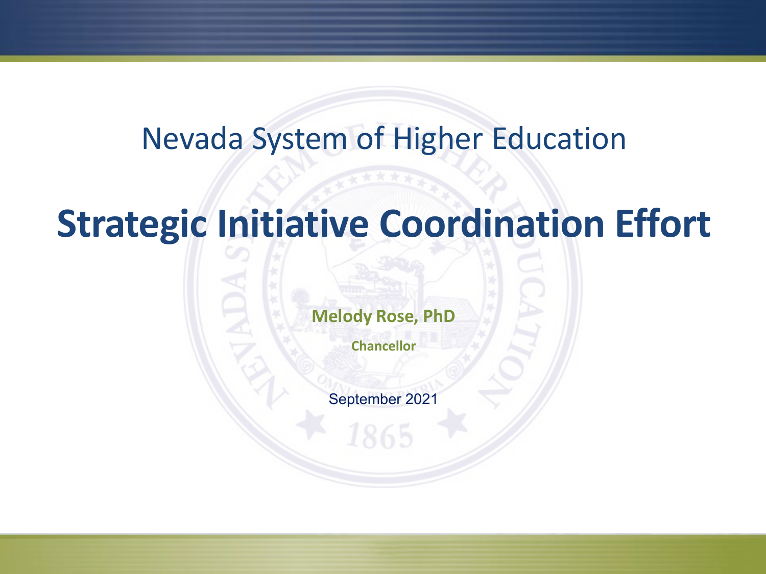Nevada System of Higher Education

# Strategic Initiative Coordination Effort

**Melody Rose, PhD**

**Chancellor**

September 2021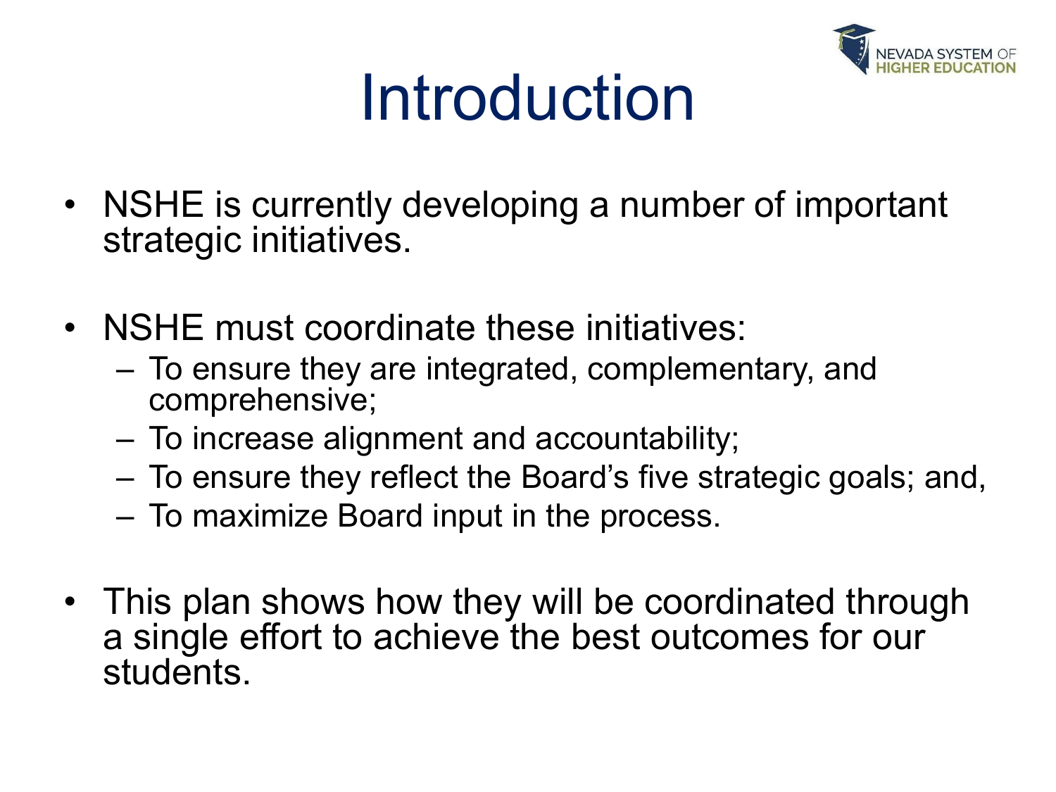# Introduction

- NSHE is currently developing a number of important strategic initiatives.
- NSHE must coordinate these initiatives:
  - To ensure they are integrated, complementary, and comprehensive;
  - To increase alignment and accountability;
  - To ensure they reflect the Board's five strategic goals; and,
  - To maximize Board input in the process.
- This plan shows how they will be coordinated through a single effort to achieve the best outcomes for our students.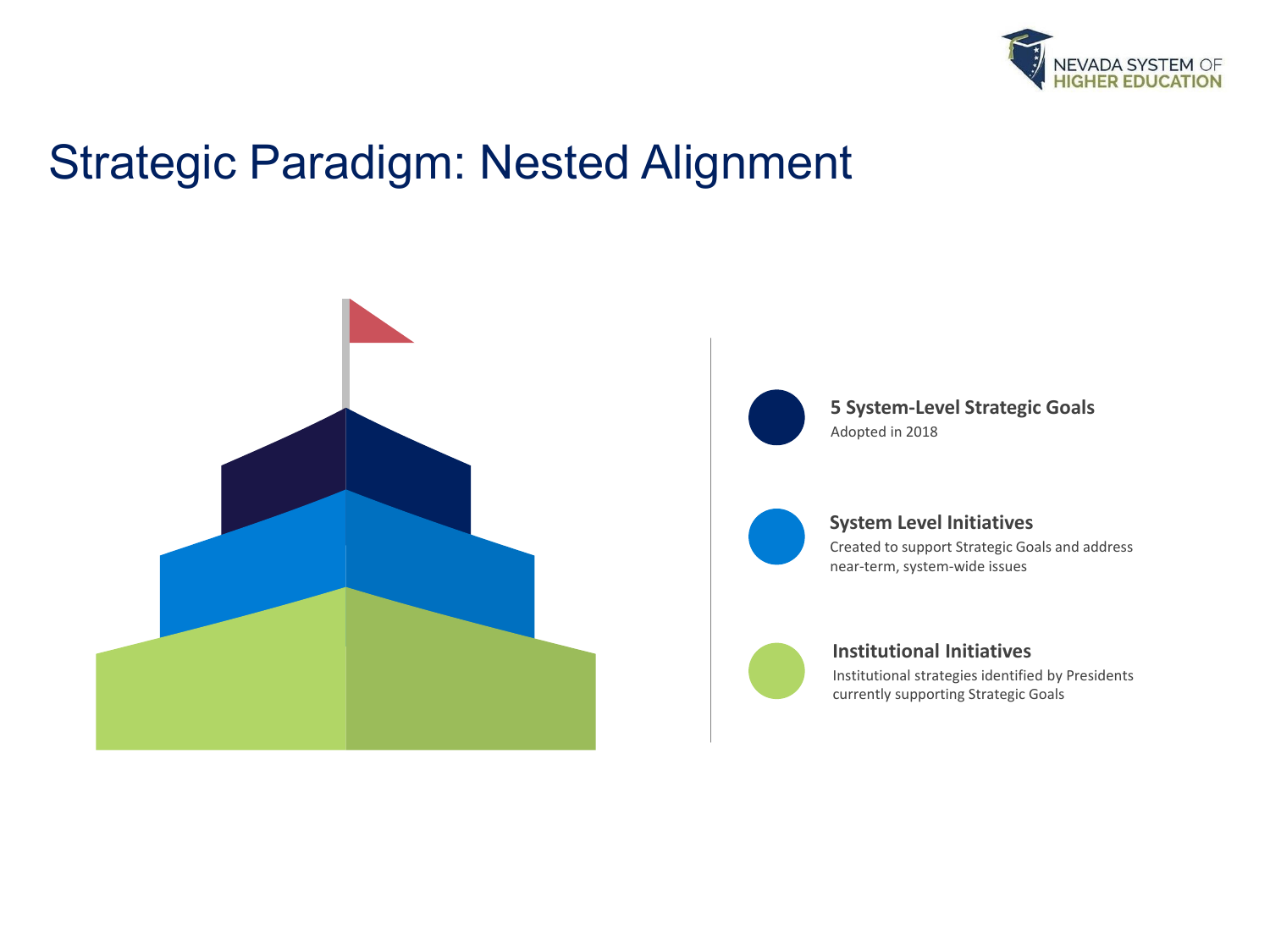# Strategic Paradigm: Nested Alignment

**5 System-Level Strategic Goals**
Adopted in 2018

**System Level Initiatives**
Created to support Strategic Goals and address near-term, system-wide issues

**Institutional Initiatives**
Institutional strategies identified by Presidents currently supporting Strategic Goals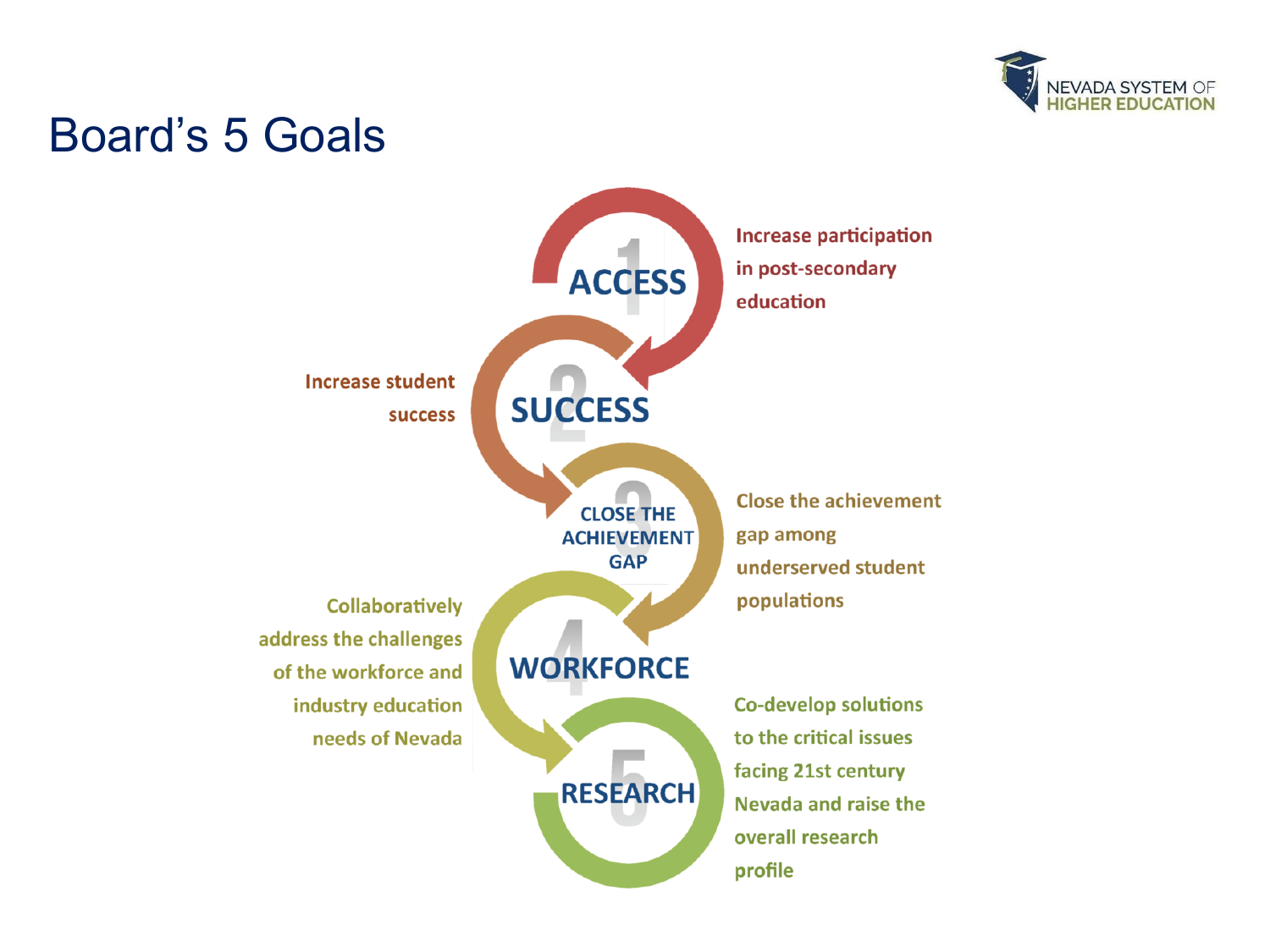# Board's 5 Goals

1. **ACCESS** — Increase participation in post-secondary education
2. **SUCCESS** — Increase student success
3. **CLOSE THE ACHIEVEMENT GAP** — Close the achievement gap among underserved student populations
4. **WORKFORCE** — Collaboratively address the challenges of the workforce and industry education needs of Nevada
5. **RESEARCH** — Co-develop solutions to the critical issues facing 21st century Nevada and raise the overall research profile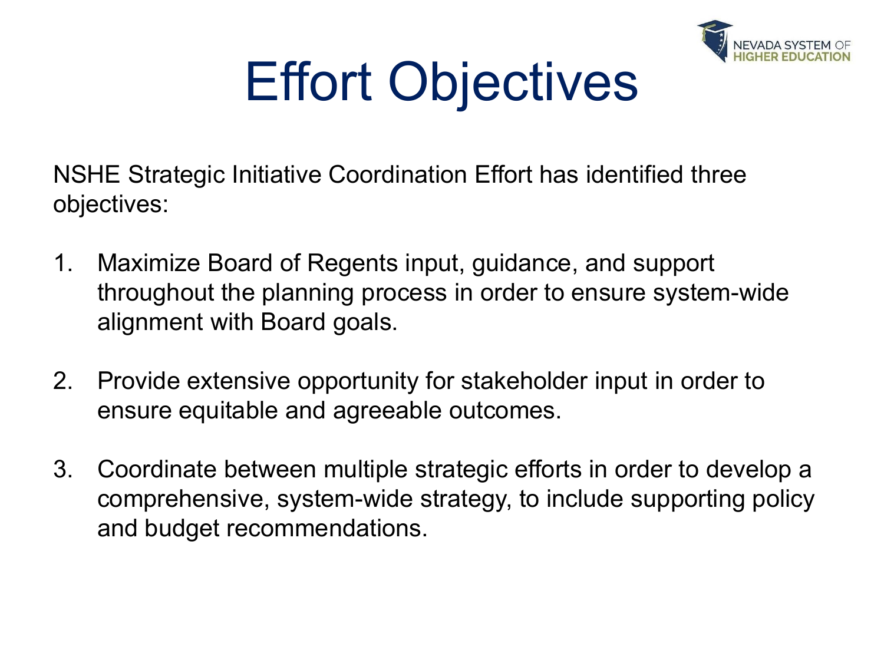# Effort Objectives

NSHE Strategic Initiative Coordination Effort has identified three objectives:

1. Maximize Board of Regents input, guidance, and support throughout the planning process in order to ensure system-wide alignment with Board goals.

2. Provide extensive opportunity for stakeholder input in order to ensure equitable and agreeable outcomes.

3. Coordinate between multiple strategic efforts in order to develop a comprehensive, system-wide strategy, to include supporting policy and budget recommendations.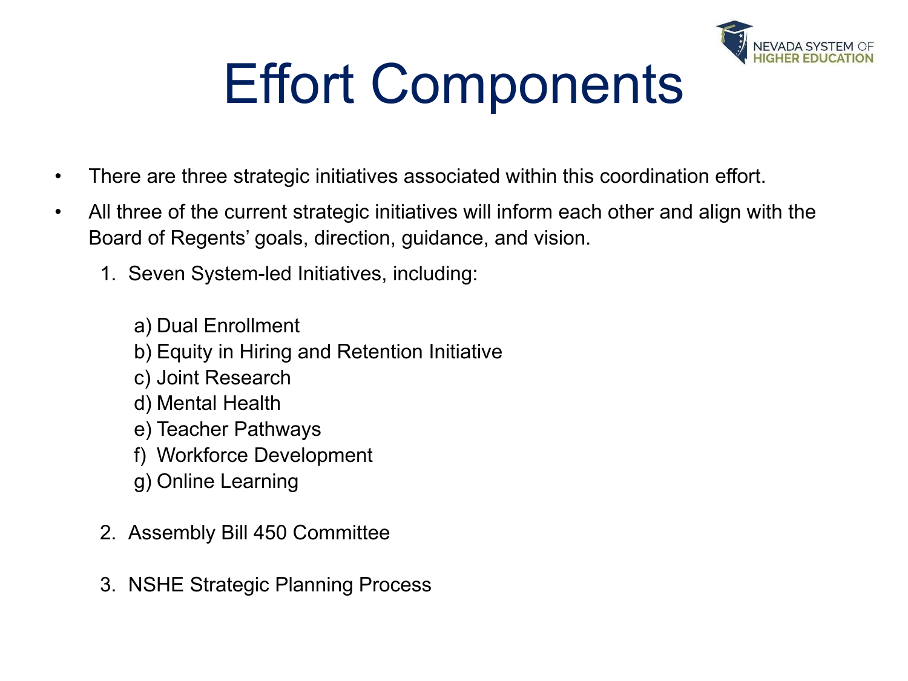# Effort Components

- There are three strategic initiatives associated within this coordination effort.
- All three of the current strategic initiatives will inform each other and align with the Board of Regents' goals, direction, guidance, and vision.

1. Seven System-led Initiatives, including:

    a) Dual Enrollment
    b) Equity in Hiring and Retention Initiative
    c) Joint Research
    d) Mental Health
    e) Teacher Pathways
    f) Workforce Development
    g) Online Learning

2. Assembly Bill 450 Committee

3. NSHE Strategic Planning Process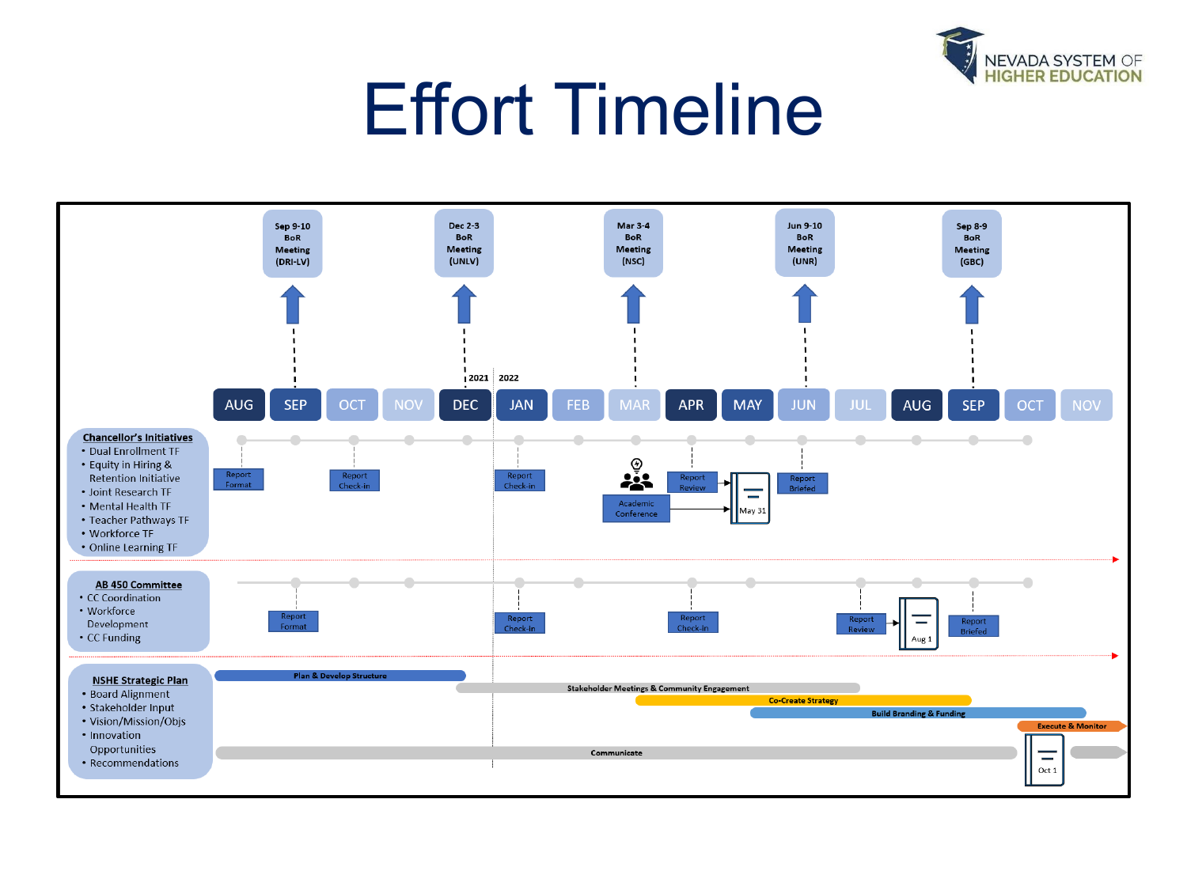# Effort Timeline

NEVADA SYSTEM OF HIGHER EDUCATION

**BoR Meetings:**

- Sep 9-10 BoR Meeting (DRI-LV)
- Dec 2-3 BoR Meeting (UNLV)
- Mar 3-4 BoR Meeting (NSC)
- Jun 9-10 BoR Meeting (UNR)
- Sep 8-9 BoR Meeting (GBC)

2021 | 2022

AUG | SEP | OCT | NOV | DEC | JAN | FEB | MAR | APR | MAY | JUN | JUL | AUG | SEP | OCT | NOV

**Chancellor's Initiatives**

- Dual Enrollment TF
- Equity in Hiring & Retention Initiative
- Joint Research TF
- Mental Health TF
- Teacher Pathways TF
- Workforce TF
- Online Learning TF

Report Format (AUG) → Report Check-in (OCT) → Report Check-in (JAN) → Academic Conference (MAR) → Report Review (APR) → May 31 → Report Briefed (JUN)

**AB 450 Committee**

- CC Coordination
- Workforce Development
- CC Funding

Report Format (SEP) → Report Check-in (JAN) → Report Check-in (APR) → Report Review (JUL) → Aug 1 → Report Briefed (SEP)

**NSHE Strategic Plan**

- Board Alignment
- Stakeholder Input
- Vision/Mission/Objs
- Innovation Opportunities
- Recommendations

- Plan & Develop Structure (AUG – DEC)
- Stakeholder Meetings & Community Engagement (DEC – JUL)
- Co-Create Strategy (MAR – SEP)
- Build Branding & Funding (MAY – OCT)
- Execute & Monitor (NOV →)
- Communicate (AUG – NOV), Oct 1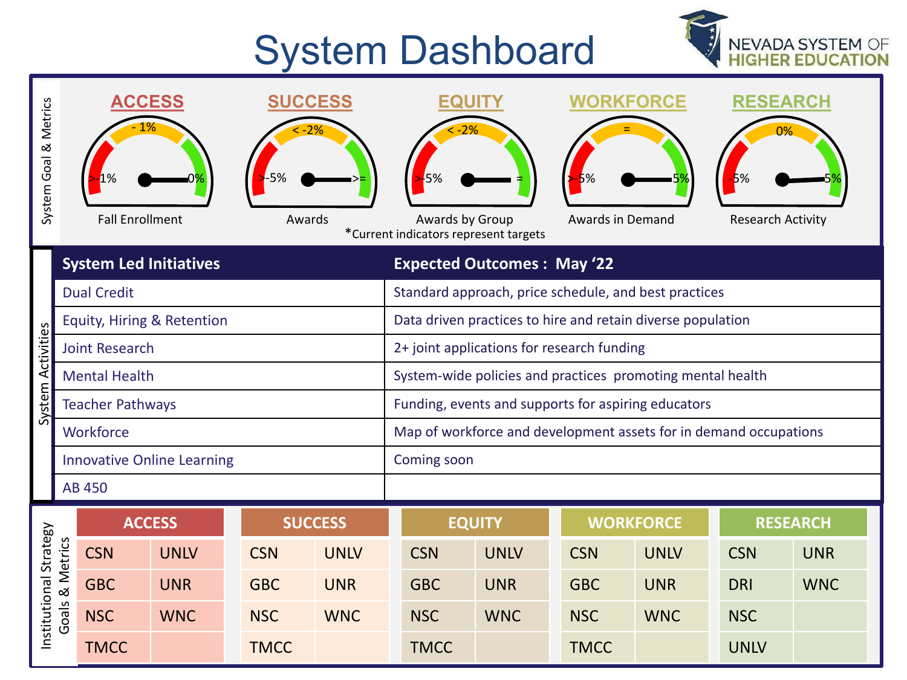# System Dashboard

NEVADA SYSTEM OF HIGHER EDUCATION

## System Goal & Metrics

| ACCESS | SUCCESS | EQUITY | WORKFORCE | RESEARCH |
|---|---|---|---|---|
| >-1% / - 1% / 0% | >-5% / < -2% / >= | >-5% / < -2% / = | >-5% / = / 5% | -5% / 0% / 5% |
| Fall Enrollment | Awards | Awards by Group | Awards in Demand | Research Activity |

*Current indicators represent targets

## System Activities

| System Led Initiatives | Expected Outcomes : May '22 |
|---|---|
| Dual Credit | Standard approach, price schedule, and best practices |
| Equity, Hiring & Retention | Data driven practices to hire and retain diverse population |
| Joint Research | 2+ joint applications for research funding |
| Mental Health | System-wide policies and practices promoting mental health |
| Teacher Pathways | Funding, events and supports for aspiring educators |
| Workforce | Map of workforce and development assets for in demand occupations |
| Innovative Online Learning | Coming soon |
| AB 450 | |

## Institutional Strategy Goals & Metrics

| ACCESS | | SUCCESS | | EQUITY | | WORKFORCE | | RESEARCH | |
|---|---|---|---|---|---|---|---|---|---|
| CSN | UNLV | CSN | UNLV | CSN | UNLV | CSN | UNLV | CSN | UNR |
| GBC | UNR | GBC | UNR | GBC | UNR | GBC | UNR | DRI | WNC |
| NSC | WNC | NSC | WNC | NSC | WNC | NSC | WNC | NSC | |
| TMCC | | TMCC | | TMCC | | TMCC | | UNLV | |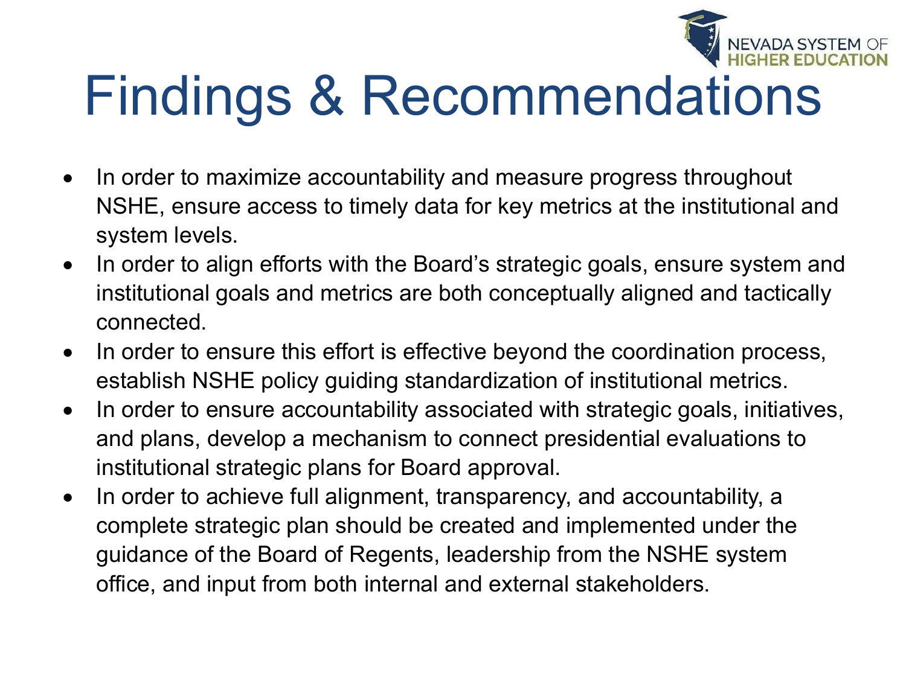# Findings & Recommendations

- In order to maximize accountability and measure progress throughout NSHE, ensure access to timely data for key metrics at the institutional and system levels.
- In order to align efforts with the Board's strategic goals, ensure system and institutional goals and metrics are both conceptually aligned and tactically connected.
- In order to ensure this effort is effective beyond the coordination process, establish NSHE policy guiding standardization of institutional metrics.
- In order to ensure accountability associated with strategic goals, initiatives, and plans, develop a mechanism to connect presidential evaluations to institutional strategic plans for Board approval.
- In order to achieve full alignment, transparency, and accountability, a complete strategic plan should be created and implemented under the guidance of the Board of Regents, leadership from the NSHE system office, and input from both internal and external stakeholders.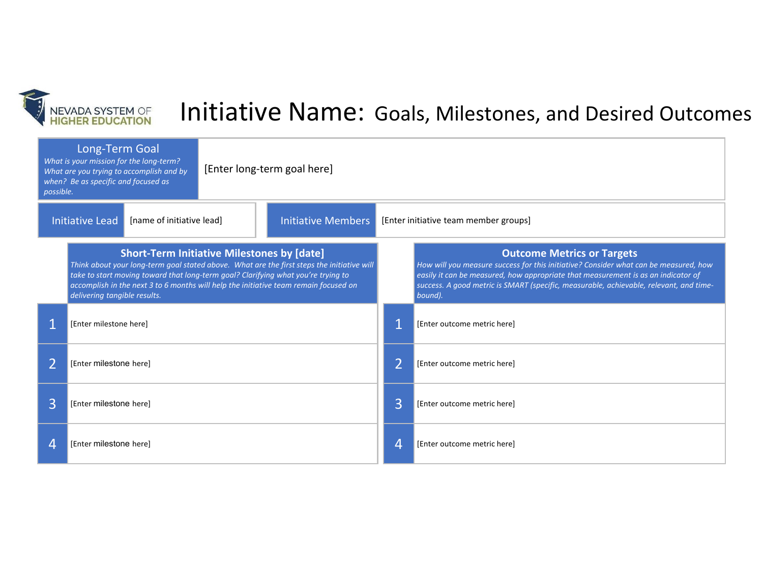NEVADA SYSTEM OF HIGHER EDUCATION

# Initiative Name: Goals, Milestones, and Desired Outcomes

| **Long-Term Goal**<br>*What is your mission for the long-term? What are you trying to accomplish and by when? Be as specific and focused as possible.* | [Enter long-term goal here] |
|---|---|

| Initiative Lead | [name of initiative lead] | Initiative Members | [Enter initiative team member groups] |
|---|---|---|---|

| | **Short-Term Initiative Milestones by [date]**<br>*Think about your long-term goal stated above. What are the first steps the initiative will take to start moving toward that long-term goal? Clarifying what you're trying to accomplish in the next 3 to 6 months will help the initiative team remain focused on delivering tangible results.* | | **Outcome Metrics or Targets**<br>*How will you measure success for this initiative? Consider what can be measured, how easily it can be measured, how appropriate that measurement is as an indicator of success. A good metric is SMART (specific, measurable, achievable, relevant, and time-bound).* |
|---|---|---|---|
| 1 | [Enter milestone here] | 1 | [Enter outcome metric here] |
| 2 | [Enter milestone here] | 2 | [Enter outcome metric here] |
| 3 | [Enter milestone here] | 3 | [Enter outcome metric here] |
| 4 | [Enter milestone here] | 4 | [Enter outcome metric here] |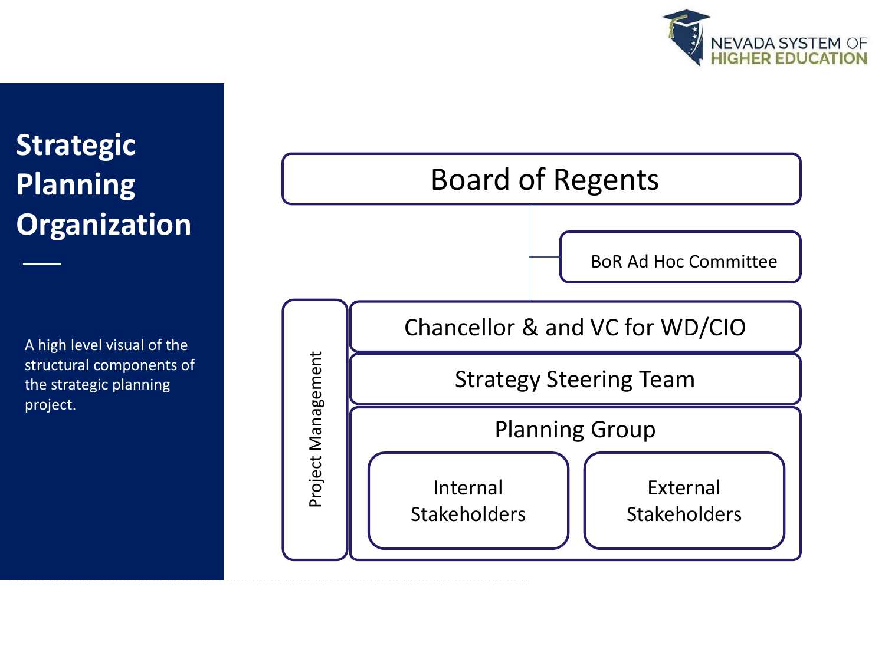# Strategic Planning Organization

A high level visual of the structural components of the strategic planning project.

- Board of Regents
  - BoR Ad Hoc Committee
- Chancellor & and VC for WD/CIO
- Strategy Steering Team
- Planning Group
  - Internal Stakeholders
  - External Stakeholders
- Project Management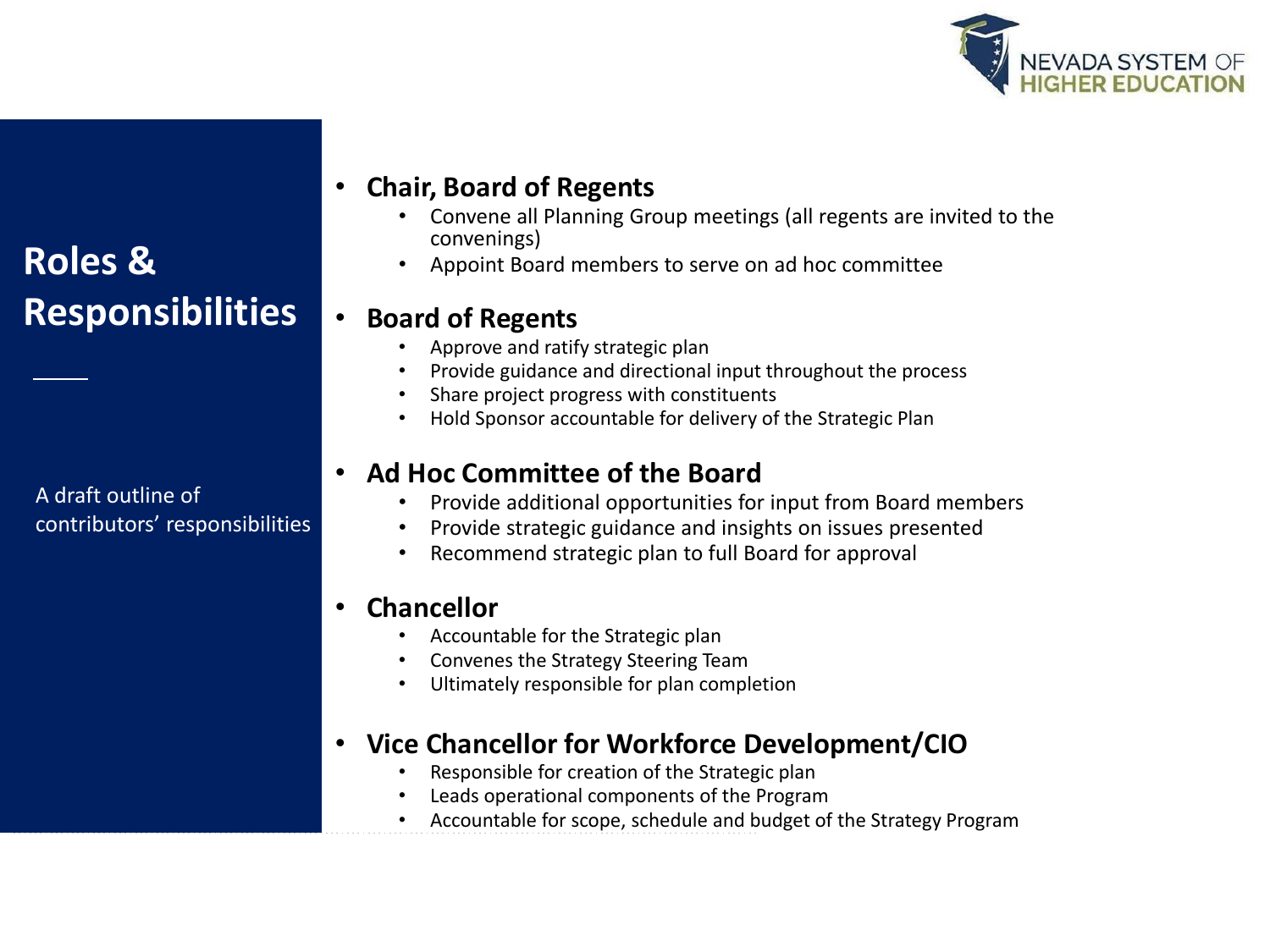# Roles & Responsibilities

A draft outline of contributors' responsibilities

- **Chair, Board of Regents**
  - Convene all Planning Group meetings (all regents are invited to the convenings)
  - Appoint Board members to serve on ad hoc committee
- **Board of Regents**
  - Approve and ratify strategic plan
  - Provide guidance and directional input throughout the process
  - Share project progress with constituents
  - Hold Sponsor accountable for delivery of the Strategic Plan
- **Ad Hoc Committee of the Board**
  - Provide additional opportunities for input from Board members
  - Provide strategic guidance and insights on issues presented
  - Recommend strategic plan to full Board for approval
- **Chancellor**
  - Accountable for the Strategic plan
  - Convenes the Strategy Steering Team
  - Ultimately responsible for plan completion
- **Vice Chancellor for Workforce Development/CIO**
  - Responsible for creation of the Strategic plan
  - Leads operational components of the Program
  - Accountable for scope, schedule and budget of the Strategy Program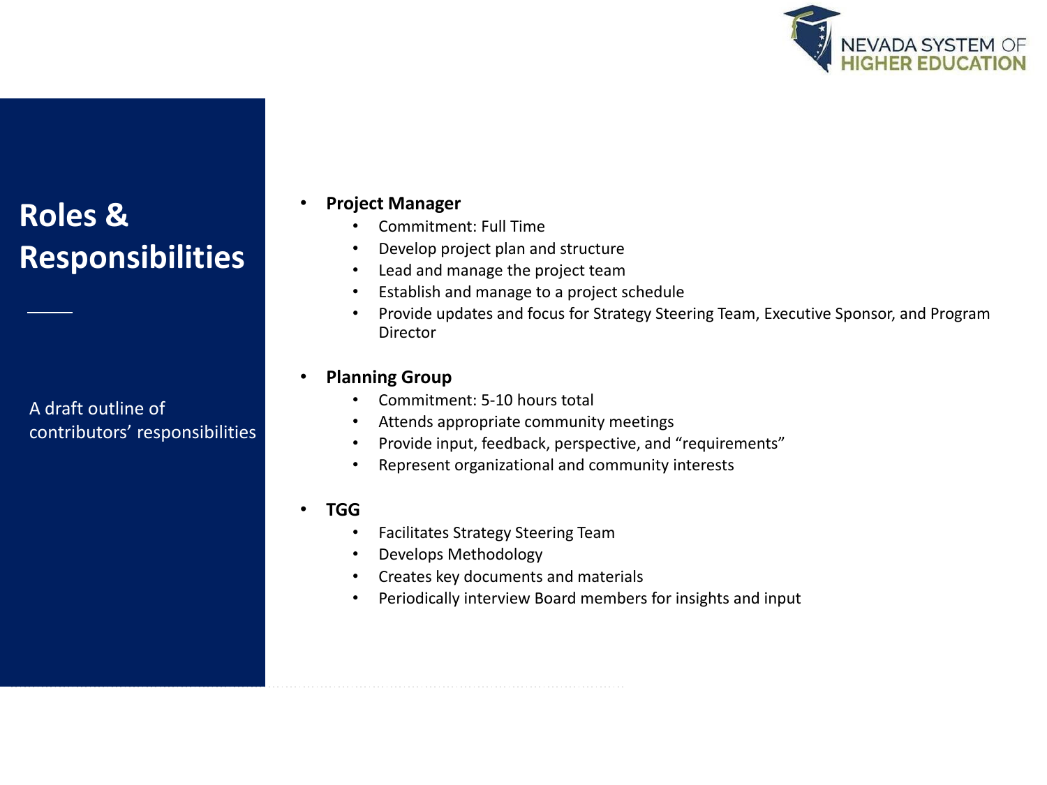# Roles & Responsibilities

A draft outline of contributors' responsibilities

- **Project Manager**
  - Commitment: Full Time
  - Develop project plan and structure
  - Lead and manage the project team
  - Establish and manage to a project schedule
  - Provide updates and focus for Strategy Steering Team, Executive Sponsor, and Program Director

- **Planning Group**
  - Commitment: 5-10 hours total
  - Attends appropriate community meetings
  - Provide input, feedback, perspective, and "requirements"
  - Represent organizational and community interests

- **TGG**
  - Facilitates Strategy Steering Team
  - Develops Methodology
  - Creates key documents and materials
  - Periodically interview Board members for insights and input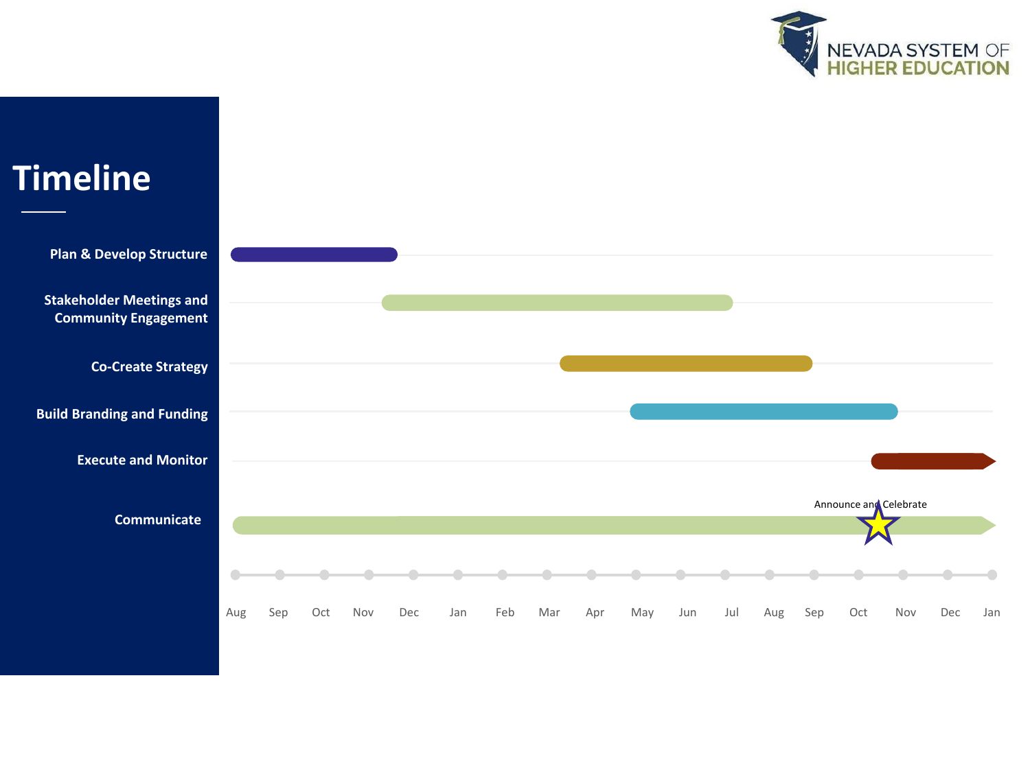# Timeline

| Activity | Timeframe |
|---|---|
| Plan & Develop Structure | Aug – Nov/Dec |
| Stakeholder Meetings and Community Engagement | Nov/Dec – Jul |
| Co-Create Strategy | Mar – Sep |
| Build Branding and Funding | May – Nov |
| Execute and Monitor | Oct/Nov – Jan (ongoing) |
| Communicate | Aug – Jan (ongoing); Announce and Celebrate (Oct/Nov) |

Aug Sep Oct Nov Dec Jan Feb Mar Apr May Jun Jul Aug Sep Oct Nov Dec Jan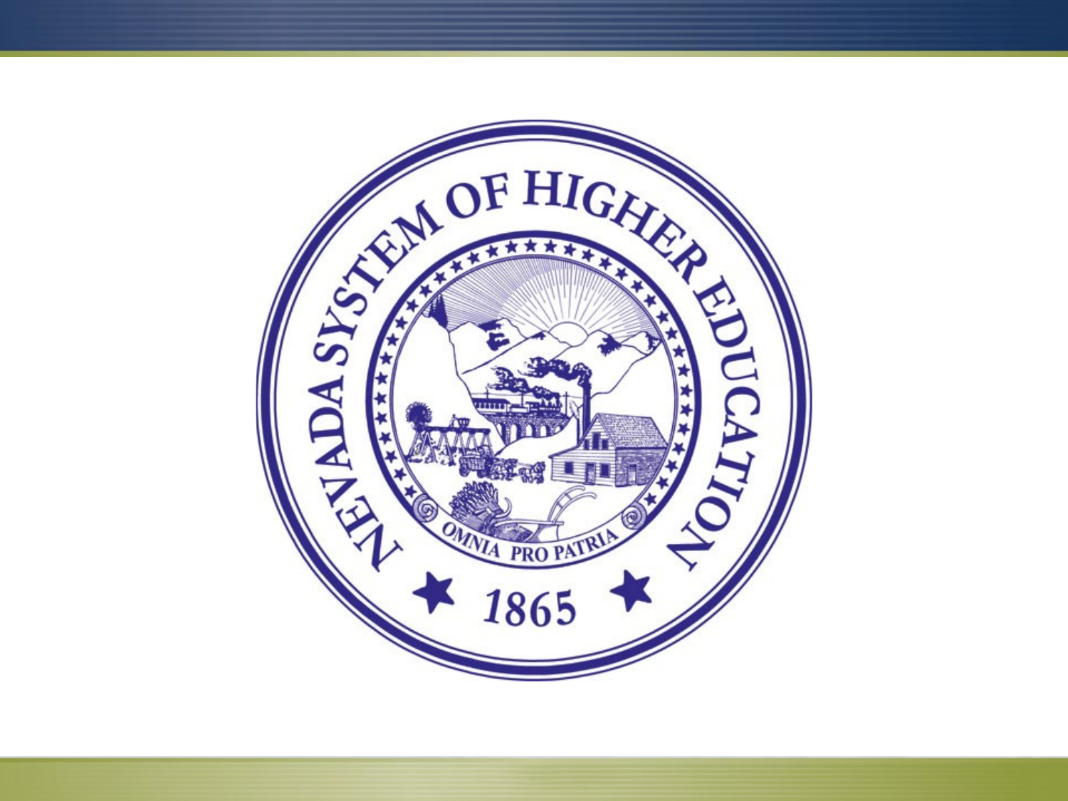NEVADA SYSTEM OF HIGHER EDUCATION

OMNIA PRO PATRIA

★ 1865 ★